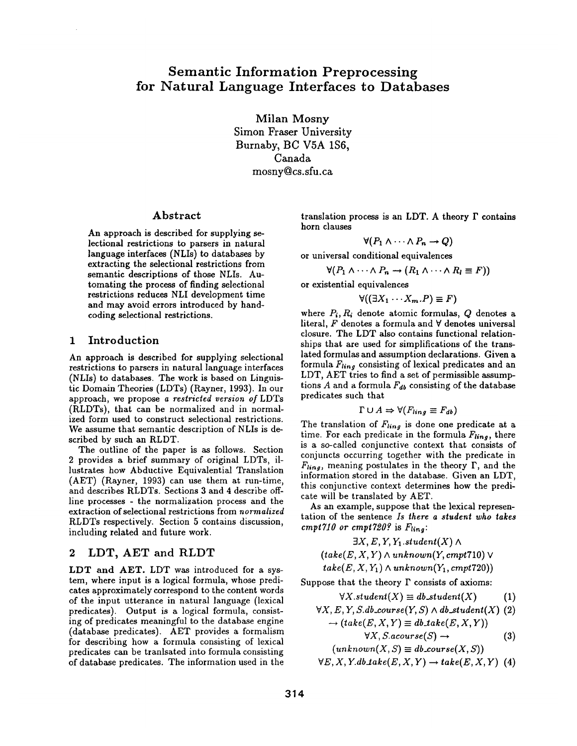# Semantic Information Preprocessing for Natural Language Interfaces to Databases

Milan Mosny
Simon Fraser University
Burnaby, BC V5A 1S6,
Canada
mosny@cs.sfu.ca

## Abstract

An approach is described for supplying selectional restrictions to parsers in natural language interfaces (NLIs) to databases by extracting the selectional restrictions from semantic descriptions of those NLIs. Automating the process of finding selectional restrictions reduces NLI development time and may avoid errors introduced by hand-coding selectional restrictions.

## 1 Introduction

An approach is described for supplying selectional restrictions to parsers in natural language interfaces (NLIs) to databases. The work is based on Linguistic Domain Theories (LDTs) (Rayner, 1993). In our approach, we propose *a restricted version of* LDTs (RLDTs), that can be normalized and in normalized form used to construct selectional restrictions. We assume that semantic description of NLIs is described by such an RLDT.

The outline of the paper is as follows. Section 2 provides a brief summary of original LDTs, illustrates how Abductive Equivalential Translation (AET) (Rayner, 1993) can use them at run-time, and describes RLDTs. Sections 3 and 4 describe off-line processes - the normalization process and the extraction of selectional restrictions from *normalized* RLDTs respectively. Section 5 contains discussion, including related and future work.

## 2 LDT, AET and RLDT

**LDT and AET.** LDT was introduced for a system, where input is a logical formula, whose predicates approximately correspond to the content words of the input utterance in natural language (lexical predicates). Output is a logical formula, consisting of predicates meaningful to the database engine (database predicates). AET provides a formalism for describing how a formula consisting of lexical predicates can be tranlsated into formula consisting of database predicates. The information used in the translation process is an LDT. A theory $\Gamma$ contains horn clauses

$$\forall(P_1 \wedge \cdots \wedge P_n \rightarrow Q)$$

or universal conditional equivalences

$$\forall(P_1 \wedge \cdots \wedge P_n \rightarrow (R_1 \wedge \cdots \wedge R_l \equiv F))$$

or existential equivalences

$$\forall((\exists X_1 \cdots X_m.P) \equiv F)$$

where $P_i, R_i$ denote atomic formulas, $Q$ denotes a literal, $F$ denotes a formula and $\forall$ denotes universal closure. The LDT also contains functional relationships that are used for simplifications of the translated formulas and assumption declarations. Given a formula $F_{ling}$ consisting of lexical predicates and an LDT, AET tries to find a set of permissible assumptions $A$ and a formula $F_{db}$ consisting of the database predicates such that

$$\Gamma \cup A \Rightarrow \forall(F_{ling} \equiv F_{db})$$

The translation of $F_{ling}$ is done one predicate at a time. For each predicate in the formula $F_{ling}$, there is a so-called conjunctive context that consists of conjuncts occurring together with the predicate in $F_{ling}$, meaning postulates in the theory $\Gamma$, and the information stored in the database. Given an LDT, this conjunctive context determines how the predicate will be translated by AET.

As an example, suppose that the lexical representation of the sentence *Is there a student who takes cmpt710 or cmpt720?* is $F_{ling}$:

$$\exists X, E, Y, Y_1.student(X) \wedge$$
$$(take(E, X, Y) \wedge unknown(Y, cmpt710) \vee$$
$$take(E, X, Y_1) \wedge unknown(Y_1, cmpt720))$$

Suppose that the theory $\Gamma$ consists of axioms:

$$\forall X.student(X) \equiv db\_student(X) \quad (1)$$

$$\forall X, E, Y, S.db\_course(Y, S) \wedge db\_student(X) \quad (2)$$
$$\rightarrow (take(E, X, Y) \equiv db\_take(E, X, Y))$$

$$\forall X, S.acourse(S) \rightarrow \quad (3)$$
$$(unknown(X, S) \equiv db\_course(X, S))$$

$$\forall E, X, Y.db\_take(E, X, Y) \rightarrow take(E, X, Y) \quad (4)$$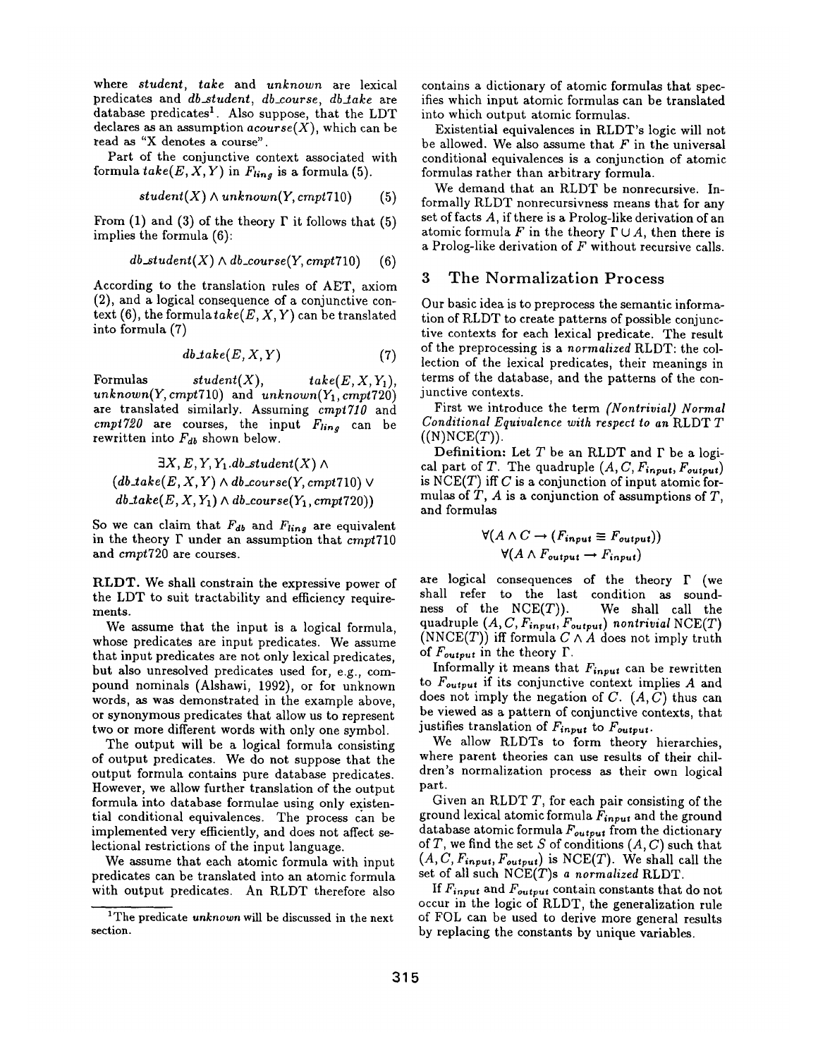where *student*, *take* and *unknown* are lexical predicates and *db_student*, *db_course*, *db_take* are database predicates[1]. Also suppose, that the LDT declares as an assumption $acourse(X)$, which can be read as "X denotes a course".

Part of the conjunctive context associated with formula $take(E, X, Y)$ in $F_{ling}$ is a formula (5).

$$student(X) \wedge unknown(Y, cmpt710) \quad (5)$$

From (1) and (3) of the theory $\Gamma$ it follows that (5) implies the formula (6):

$$db\_student(X) \wedge db\_course(Y, cmpt710) \quad (6)$$

According to the translation rules of AET, axiom (2), and a logical consequence of a conjunctive context (6), the formula $take(E, X, Y)$ can be translated into formula (7)

$$db\_take(E, X, Y) \quad (7)$$

Formulas $student(X)$, $take(E, X, Y_1)$, $unknown(Y, cmpt710)$ and $unknown(Y_1, cmpt720)$ are translated similarly. Assuming *cmpt710* and *cmpt720* are courses, the input $F_{ling}$ can be rewritten into $F_{db}$ shown below.

$$\exists X, E, Y, Y_1 . db\_student(X) \wedge$$
$$(db\_take(E, X, Y) \wedge db\_course(Y, cmpt710) \vee$$
$$db\_take(E, X, Y_1) \wedge db\_course(Y_1, cmpt720))$$

So we can claim that $F_{db}$ and $F_{ling}$ are equivalent in the theory $\Gamma$ under an assumption that $cmpt710$ and $cmpt720$ are courses.

**RLDT.** We shall constrain the expressive power of the LDT to suit tractability and efficiency requirements.

We assume that the input is a logical formula, whose predicates are input predicates. We assume that input predicates are not only lexical predicates, but also unresolved predicates used for, e.g., compound nominals (Alshawi, 1992), or for unknown words, as was demonstrated in the example above, or synonymous predicates that allow us to represent two or more different words with only one symbol.

The output will be a logical formula consisting of output predicates. We do not suppose that the output formula contains pure database predicates. However, we allow further translation of the output formula into database formulae using only existential conditional equivalences. The process can be implemented very efficiently, and does not affect selectional restrictions of the input language.

We assume that each atomic formula with input predicates can be translated into an atomic formula with output predicates. An RLDT therefore also contains a dictionary of atomic formulas that specifies which input atomic formulas can be translated into which output atomic formulas.

Existential equivalences in RLDT's logic will not be allowed. We also assume that $F$ in the universal conditional equivalences is a conjunction of atomic formulas rather than arbitrary formula.

We demand that an RLDT be nonrecursive. Informally RLDT nonrecursivness means that for any set of facts $A$, if there is a Prolog-like derivation of an atomic formula $F$ in the theory $\Gamma \cup A$, then there is a Prolog-like derivation of $F$ without recursive calls.

[1] The predicate *unknown* will be discussed in the next section.

## 3 The Normalization Process

Our basic idea is to preprocess the semantic information of RLDT to create patterns of possible conjunctive contexts for each lexical predicate. The result of the preprocessing is a *normalized* RLDT: the collection of the lexical predicates, their meanings in terms of the database, and the patterns of the conjunctive contexts.

First we introduce the term *(Nontrivial) Normal Conditional Equivalence with respect to an* RLDT $T$ ((N)NCE($T$)).

**Definition:** Let $T$ be an RLDT and $\Gamma$ be a logical part of $T$. The quadruple $(A, C, F_{input}, F_{output})$ is NCE($T$) iff $C$ is a conjunction of input atomic formulas of $T$, $A$ is a conjunction of assumptions of $T$, and formulas

$$\forall (A \wedge C \rightarrow (F_{input} \equiv F_{output}))$$
$$\forall (A \wedge F_{output} \rightarrow F_{input})$$

are logical consequences of the theory $\Gamma$ (we shall refer to the last condition as soundness of the NCE($T$)). We shall call the quadruple $(A, C, F_{input}, F_{output})$ *nontrivial* NCE($T$) (NNCE($T$)) iff formula $C \wedge A$ does not imply truth of $F_{output}$ in the theory $\Gamma$.

Informally it means that $F_{input}$ can be rewritten to $F_{output}$ if its conjunctive context implies $A$ and does not imply the negation of $C$. $(A, C)$ thus can be viewed as a pattern of conjunctive contexts, that justifies translation of $F_{input}$ to $F_{output}$.

We allow RLDTs to form theory hierarchies, where parent theories can use results of their children's normalization process as their own logical part.

Given an RLDT $T$, for each pair consisting of the ground lexical atomic formula $F_{input}$ and the ground database atomic formula $F_{output}$ from the dictionary of $T$, we find the set $S$ of conditions $(A, C)$ such that $(A, C, F_{input}, F_{output})$ is NCE($T$). We shall call the set of all such NCE($T$)s *a normalized* RLDT.

If $F_{input}$ and $F_{output}$ contain constants that do not occur in the logic of RLDT, the generalization rule of FOL can be used to derive more general results by replacing the constants by unique variables.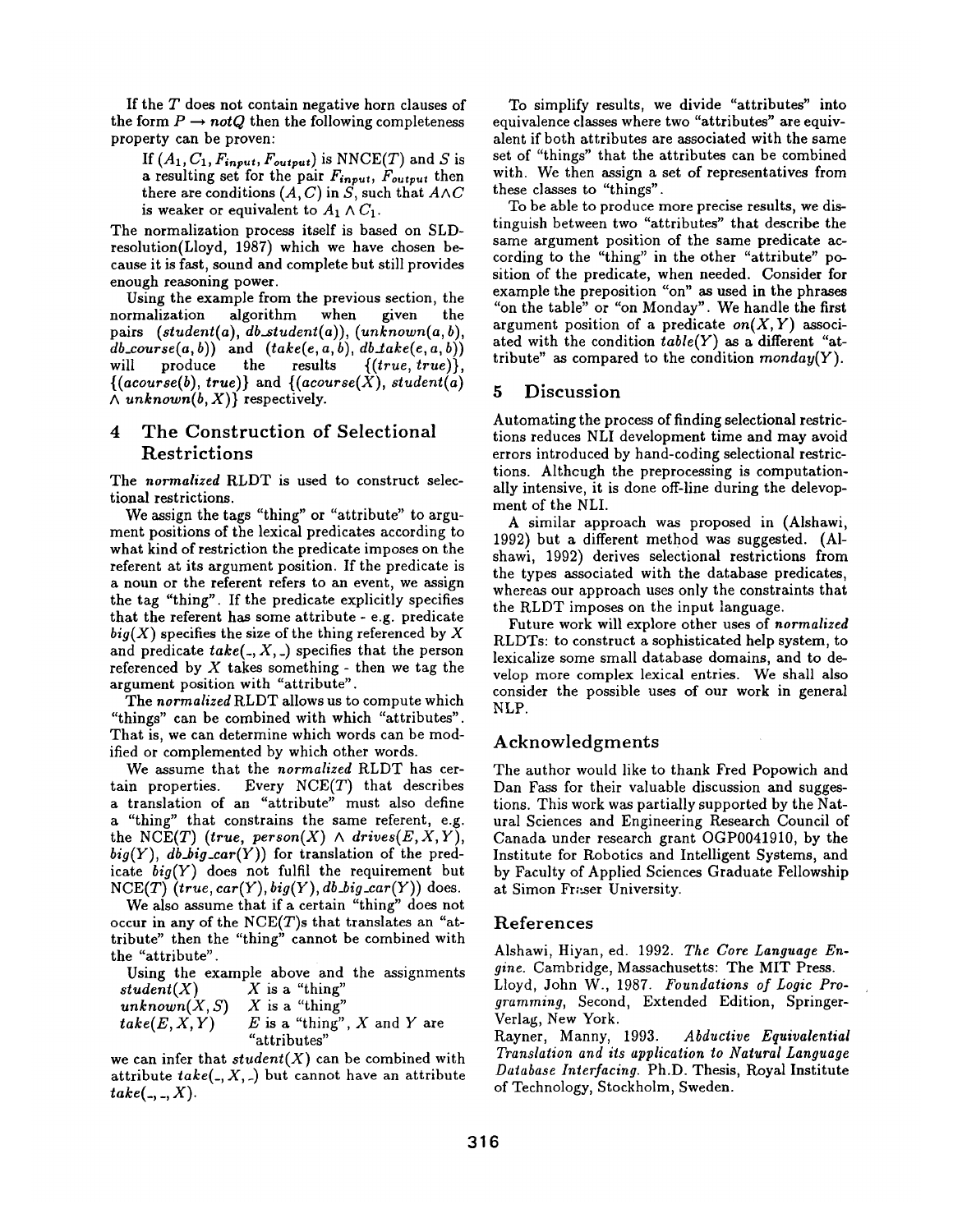If the $T$ does not contain negative horn clauses of the form $P \rightarrow notQ$ then the following completeness property can be proven:

> If $(A_1, C_1, F_{input}, F_{output})$ is NNCE($T$) and $S$ is a resulting set for the pair $F_{input}$, $F_{output}$ then there are conditions $(A, C)$ in $S$, such that $A \wedge C$ is weaker or equivalent to $A_1 \wedge C_1$.

The normalization process itself is based on SLD-resolution(Lloyd, 1987) which we have chosen because it is fast, sound and complete but still provides enough reasoning power.

Using the example from the previous section, the normalization algorithm when given the pairs $(student(a), db\_student(a))$, $(unknown(a, b), db\_course(a, b))$ and $(take(e, a, b), db\_take(e, a, b))$ will produce the results $\{(true, true)\}$, $\{(acourse(b), true)\}$ and $\{(acourse(X), student(a) \wedge unknown(b, X))\}$ respectively.

## 4 The Construction of Selectional Restrictions

The *normalized* RLDT is used to construct selectional restrictions.

We assign the tags "thing" or "attribute" to argument positions of the lexical predicates according to what kind of restriction the predicate imposes on the referent at its argument position. If the predicate is a noun or the referent refers to an event, we assign the tag "thing". If the predicate explicitly specifies that the referent has some attribute - e.g. predicate $big(X)$ specifies the size of the thing referenced by $X$ and predicate $take(\_, X, \_)$ specifies that the person referenced by $X$ takes something - then we tag the argument position with "attribute".

The *normalized* RLDT allows us to compute which "things" can be combined with which "attributes". That is, we can determine which words can be modified or complemented by which other words.

We assume that the *normalized* RLDT has certain properties. Every NCE($T$) that describes a translation of an "attribute" must also define a "thing" that constrains the same referent, e.g. the NCE($T$) $(true, person(X) \wedge drives(E, X, Y), big(Y), db\_big\_car(Y))$ for translation of the predicate $big(Y)$ does not fulfil the requirement but NCE($T$) $(true, car(Y), big(Y), db\_big\_car(Y))$ does.

We also assume that if a certain "thing" does not occur in any of the NCE($T$)s that translates an "attribute" then the "thing" cannot be combined with the "attribute".

Using the example above and the assignments

| | |
|---|---|
| $student(X)$ | $X$ is a "thing" |
| $unknown(X, S)$ | $X$ is a "thing" |
| $take(E, X, Y)$ | $E$ is a "thing", $X$ and $Y$ are "attributes" |

we can infer that $student(X)$ can be combined with attribute $take(\_, X, \_)$ but cannot have an attribute $take(\_, \_, X)$.

To simplify results, we divide "attributes" into equivalence classes where two "attributes" are equivalent if both attributes are associated with the same set of "things" that the attributes can be combined with. We then assign a set of representatives from these classes to "things".

To be able to produce more precise results, we distinguish between two "attributes" that describe the same argument position of the same predicate according to the "thing" in the other "attribute" position of the predicate, when needed. Consider for example the preposition "on" as used in the phrases "on the table" or "on Monday". We handle the first argument position of a predicate $on(X, Y)$ associated with the condition $table(Y)$ as a different "attribute" as compared to the condition $monday(Y)$.

## 5 Discussion

Automating the process of finding selectional restrictions reduces NLI development time and may avoid errors introduced by hand-coding selectional restrictions. Although the preprocessing is computationally intensive, it is done off-line during the delevopment of the NLI.

A similar approach was proposed in (Alshawi, 1992) but a different method was suggested. (Alshawi, 1992) derives selectional restrictions from the types associated with the database predicates, whereas our approach uses only the constraints that the RLDT imposes on the input language.

Future work will explore other uses of *normalized* RLDTs: to construct a sophisticated help system, to lexicalize some small database domains, and to develop more complex lexical entries. We shall also consider the possible uses of our work in general NLP.

## Acknowledgments

The author would like to thank Fred Popowich and Dan Fass for their valuable discussion and suggestions. This work was partially supported by the Natural Sciences and Engineering Research Council of Canada under research grant OGP0041910, by the Institute for Robotics and Intelligent Systems, and by Faculty of Applied Sciences Graduate Fellowship at Simon Fraser University.

## References

Alshawi, Hiyan, ed. 1992. *The Core Language Engine.* Cambridge, Massachusetts: The MIT Press.

Lloyd, John W., 1987. *Foundations of Logic Programming*, Second, Extended Edition, Springer-Verlag, New York.

Rayner, Manny, 1993. *Abductive Equivalential Translation and its application to Natural Language Database Interfacing.* Ph.D. Thesis, Royal Institute of Technology, Stockholm, Sweden.